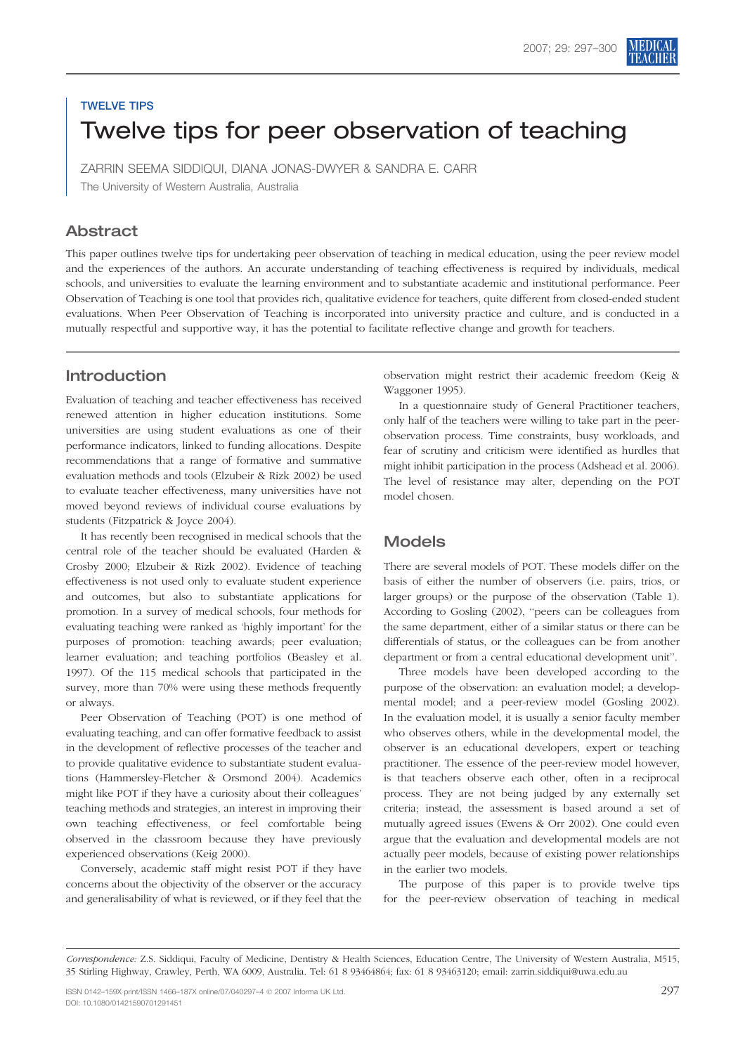TWELVE TIPS

# Twelve tips for peer observation of teaching

ZARRIN SEEMA SIDDIQUI, DIANA JONAS-DWYER & SANDRA E. CARR

The University of Western Australia, Australia

## Abstract

This paper outlines twelve tips for undertaking peer observation of teaching in medical education, using the peer review model and the experiences of the authors. An accurate understanding of teaching effectiveness is required by individuals, medical schools, and universities to evaluate the learning environment and to substantiate academic and institutional performance. Peer Observation of Teaching is one tool that provides rich, qualitative evidence for teachers, quite different from closed-ended student evaluations. When Peer Observation of Teaching is incorporated into university practice and culture, and is conducted in a mutually respectful and supportive way, it has the potential to facilitate reflective change and growth for teachers.

## Introduction

Evaluation of teaching and teacher effectiveness has received renewed attention in higher education institutions. Some universities are using student evaluations as one of their performance indicators, linked to funding allocations. Despite recommendations that a range of formative and summative evaluation methods and tools (Elzubeir & Rizk 2002) be used to evaluate teacher effectiveness, many universities have not moved beyond reviews of individual course evaluations by students (Fitzpatrick & Joyce 2004).

It has recently been recognised in medical schools that the central role of the teacher should be evaluated (Harden & Crosby 2000; Elzubeir & Rizk 2002). Evidence of teaching effectiveness is not used only to evaluate student experience and outcomes, but also to substantiate applications for promotion. In a survey of medical schools, four methods for evaluating teaching were ranked as 'highly important' for the purposes of promotion: teaching awards; peer evaluation; learner evaluation; and teaching portfolios (Beasley et al. 1997). Of the 115 medical schools that participated in the survey, more than 70% were using these methods frequently or always.

Peer Observation of Teaching (POT) is one method of evaluating teaching, and can offer formative feedback to assist in the development of reflective processes of the teacher and to provide qualitative evidence to substantiate student evaluations (Hammersley-Fletcher & Orsmond 2004). Academics might like POT if they have a curiosity about their colleagues' teaching methods and strategies, an interest in improving their own teaching effectiveness, or feel comfortable being observed in the classroom because they have previously experienced observations (Keig 2000).

Conversely, academic staff might resist POT if they have concerns about the objectivity of the observer or the accuracy and generalisability of what is reviewed, or if they feel that the observation might restrict their academic freedom (Keig & Waggoner 1995).

In a questionnaire study of General Practitioner teachers, only half of the teachers were willing to take part in the peer-observation process. Time constraints, busy workloads, and fear of scrutiny and criticism were identified as hurdles that might inhibit participation in the process (Adshead et al. 2006). The level of resistance may alter, depending on the POT model chosen.

## Models

There are several models of POT. These models differ on the basis of either the number of observers (i.e. pairs, trios, or larger groups) or the purpose of the observation (Table 1). According to Gosling (2002), "peers can be colleagues from the same department, either of a similar status or there can be differentials of status, or the colleagues can be from another department or from a central educational development unit".

Three models have been developed according to the purpose of the observation: an evaluation model; a developmental model; and a peer-review model (Gosling 2002). In the evaluation model, it is usually a senior faculty member who observes others, while in the developmental model, the observer is an educational developers, expert or teaching practitioner. The essence of the peer-review model however, is that teachers observe each other, often in a reciprocal process. They are not being judged by any externally set criteria; instead, the assessment is based around a set of mutually agreed issues (Ewens & Orr 2002). One could even argue that the evaluation and developmental models are not actually peer models, because of existing power relationships in the earlier two models.

The purpose of this paper is to provide twelve tips for the peer-review observation of teaching in medical

*Correspondence:* Z.S. Siddiqui, Faculty of Medicine, Dentistry & Health Sciences, Education Centre, The University of Western Australia, M515, 35 Stirling Highway, Crawley, Perth, WA 6009, Australia. Tel: 61 8 93464864; fax: 61 8 93463120; email: zarrin.siddiqui@uwa.edu.au

ISSN 0142–159X print/ISSN 1466–187X online/07/040297–4 © 2007 Informa UK Ltd.
DOI: 10.1080/01421590701291451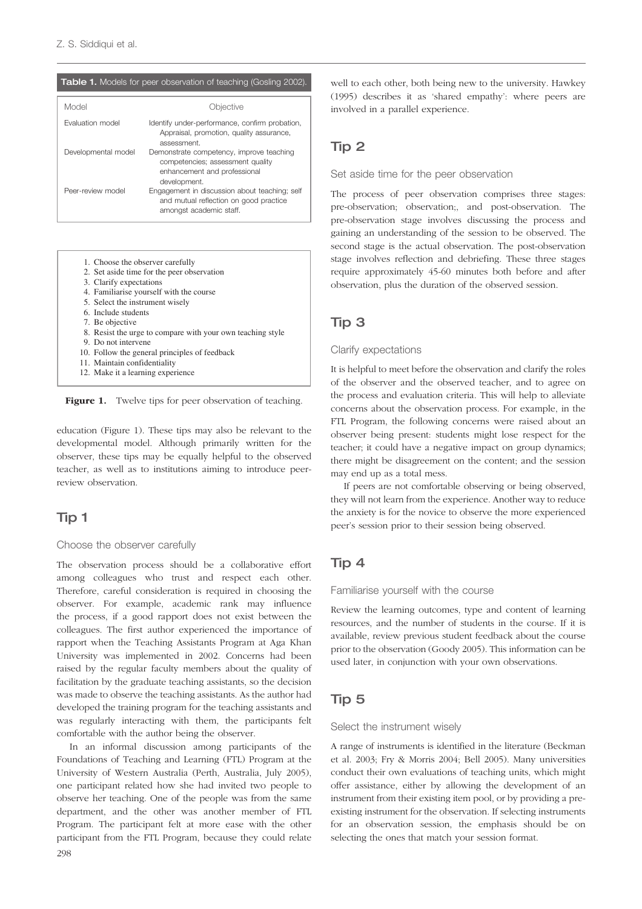**Table 1.** Models for peer observation of teaching (Gosling 2002).

| Model | Objective |
| --- | --- |
| Evaluation model | Identify under-performance, confirm probation, Appraisal, promotion, quality assurance, assessment. |
| Developmental model | Demonstrate competency, improve teaching competencies; assessment quality enhancement and professional development. |
| Peer-review model | Engagement in discussion about teaching; self and mutual reflection on good practice amongst academic staff. |

1. Choose the observer carefully
2. Set aside time for the peer observation
3. Clarify expectations
4. Familiarise yourself with the course
5. Select the instrument wisely
6. Include students
7. Be objective
8. Resist the urge to compare with your own teaching style
9. Do not intervene
10. Follow the general principles of feedback
11. Maintain confidentiality
12. Make it a learning experience

**Figure 1.** Twelve tips for peer observation of teaching.

education (Figure 1). These tips may also be relevant to the developmental model. Although primarily written for the observer, these tips may be equally helpful to the observed teacher, as well as to institutions aiming to introduce peer-review observation.

## Tip 1

### Choose the observer carefully

The observation process should be a collaborative effort among colleagues who trust and respect each other. Therefore, careful consideration is required in choosing the observer. For example, academic rank may influence the process, if a good rapport does not exist between the colleagues. The first author experienced the importance of rapport when the Teaching Assistants Program at Aga Khan University was implemented in 2002. Concerns had been raised by the regular faculty members about the quality of facilitation by the graduate teaching assistants, so the decision was made to observe the teaching assistants. As the author had developed the training program for the teaching assistants and was regularly interacting with them, the participants felt comfortable with the author being the observer.

In an informal discussion among participants of the Foundations of Teaching and Learning (FTL) Program at the University of Western Australia (Perth, Australia, July 2005), one participant related how she had invited two people to observe her teaching. One of the people was from the same department, and the other was another member of FTL Program. The participant felt at more ease with the other participant from the FTL Program, because they could relate well to each other, both being new to the university. Hawkey (1995) describes it as 'shared empathy': where peers are involved in a parallel experience.

## Tip 2

### Set aside time for the peer observation

The process of peer observation comprises three stages: pre-observation; observation;, and post-observation. The pre-observation stage involves discussing the process and gaining an understanding of the session to be observed. The second stage is the actual observation. The post-observation stage involves reflection and debriefing. These three stages require approximately 45-60 minutes both before and after observation, plus the duration of the observed session.

## Tip 3

### Clarify expectations

It is helpful to meet before the observation and clarify the roles of the observer and the observed teacher, and to agree on the process and evaluation criteria. This will help to alleviate concerns about the observation process. For example, in the FTL Program, the following concerns were raised about an observer being present: students might lose respect for the teacher; it could have a negative impact on group dynamics; there might be disagreement on the content; and the session may end up as a total mess.

If peers are not comfortable observing or being observed, they will not learn from the experience. Another way to reduce the anxiety is for the novice to observe the more experienced peer's session prior to their session being observed.

## Tip 4

### Familiarise yourself with the course

Review the learning outcomes, type and content of learning resources, and the number of students in the course. If it is available, review previous student feedback about the course prior to the observation (Goody 2005). This information can be used later, in conjunction with your own observations.

## Tip 5

### Select the instrument wisely

A range of instruments is identified in the literature (Beckman et al. 2003; Fry & Morris 2004; Bell 2005). Many universities conduct their own evaluations of teaching units, which might offer assistance, either by allowing the development of an instrument from their existing item pool, or by providing a pre-existing instrument for the observation. If selecting instruments for an observation session, the emphasis should be on selecting the ones that match your session format.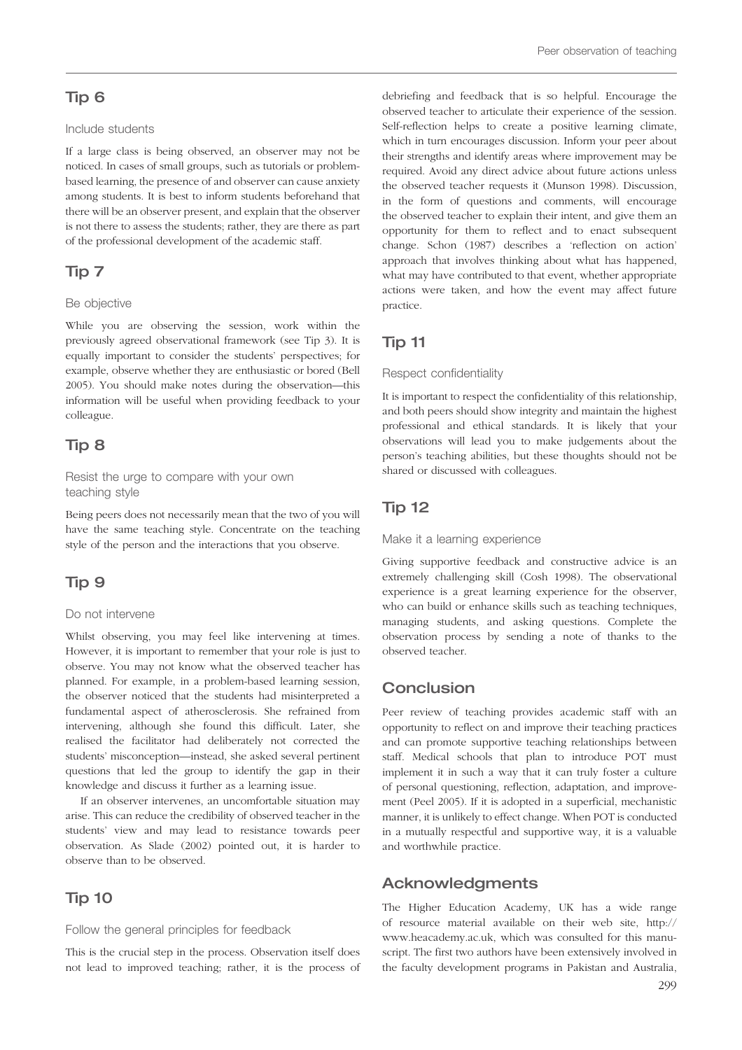## Tip 6

### Include students

If a large class is being observed, an observer may not be noticed. In cases of small groups, such as tutorials or problem-based learning, the presence of and observer can cause anxiety among students. It is best to inform students beforehand that there will be an observer present, and explain that the observer is not there to assess the students; rather, they are there as part of the professional development of the academic staff.

## Tip 7

### Be objective

While you are observing the session, work within the previously agreed observational framework (see Tip 3). It is equally important to consider the students' perspectives; for example, observe whether they are enthusiastic or bored (Bell 2005). You should make notes during the observation—this information will be useful when providing feedback to your colleague.

## Tip 8

### Resist the urge to compare with your own teaching style

Being peers does not necessarily mean that the two of you will have the same teaching style. Concentrate on the teaching style of the person and the interactions that you observe.

## Tip 9

### Do not intervene

Whilst observing, you may feel like intervening at times. However, it is important to remember that your role is just to observe. You may not know what the observed teacher has planned. For example, in a problem-based learning session, the observer noticed that the students had misinterpreted a fundamental aspect of atherosclerosis. She refrained from intervening, although she found this difficult. Later, she realised the facilitator had deliberately not corrected the students' misconception—instead, she asked several pertinent questions that led the group to identify the gap in their knowledge and discuss it further as a learning issue.

If an observer intervenes, an uncomfortable situation may arise. This can reduce the credibility of observed teacher in the students' view and may lead to resistance towards peer observation. As Slade (2002) pointed out, it is harder to observe than to be observed.

## Tip 10

### Follow the general principles for feedback

This is the crucial step in the process. Observation itself does not lead to improved teaching; rather, it is the process of debriefing and feedback that is so helpful. Encourage the observed teacher to articulate their experience of the session. Self-reflection helps to create a positive learning climate, which in turn encourages discussion. Inform your peer about their strengths and identify areas where improvement may be required. Avoid any direct advice about future actions unless the observed teacher requests it (Munson 1998). Discussion, in the form of questions and comments, will encourage the observed teacher to explain their intent, and give them an opportunity for them to reflect and to enact subsequent change. Schon (1987) describes a 'reflection on action' approach that involves thinking about what has happened, what may have contributed to that event, whether appropriate actions were taken, and how the event may affect future practice.

## Tip 11

### Respect confidentiality

It is important to respect the confidentiality of this relationship, and both peers should show integrity and maintain the highest professional and ethical standards. It is likely that your observations will lead you to make judgements about the person's teaching abilities, but these thoughts should not be shared or discussed with colleagues.

## Tip 12

### Make it a learning experience

Giving supportive feedback and constructive advice is an extremely challenging skill (Cosh 1998). The observational experience is a great learning experience for the observer, who can build or enhance skills such as teaching techniques, managing students, and asking questions. Complete the observation process by sending a note of thanks to the observed teacher.

## Conclusion

Peer review of teaching provides academic staff with an opportunity to reflect on and improve their teaching practices and can promote supportive teaching relationships between staff. Medical schools that plan to introduce POT must implement it in such a way that it can truly foster a culture of personal questioning, reflection, adaptation, and improvement (Peel 2005). If it is adopted in a superficial, mechanistic manner, it is unlikely to effect change. When POT is conducted in a mutually respectful and supportive way, it is a valuable and worthwhile practice.

## Acknowledgments

The Higher Education Academy, UK has a wide range of resource material available on their web site, http://www.heacademy.ac.uk, which was consulted for this manuscript. The first two authors have been extensively involved in the faculty development programs in Pakistan and Australia,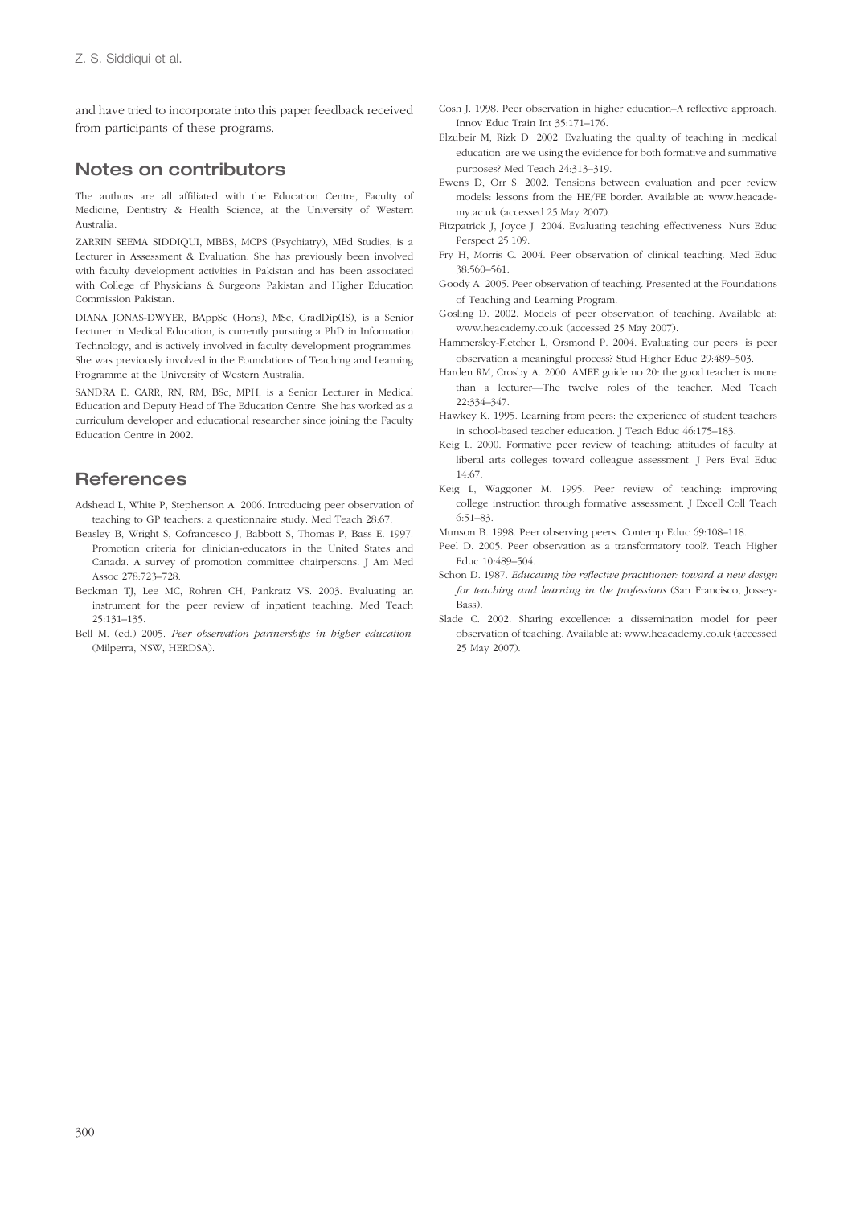and have tried to incorporate into this paper feedback received from participants of these programs.

## Notes on contributors

The authors are all affiliated with the Education Centre, Faculty of Medicine, Dentistry & Health Science, at the University of Western Australia.

ZARRIN SEEMA SIDDIQUI, MBBS, MCPS (Psychiatry), MEd Studies, is a Lecturer in Assessment & Evaluation. She has previously been involved with faculty development activities in Pakistan and has been associated with College of Physicians & Surgeons Pakistan and Higher Education Commission Pakistan.

DIANA JONAS-DWYER, BAppSc (Hons), MSc, GradDip(IS), is a Senior Lecturer in Medical Education, is currently pursuing a PhD in Information Technology, and is actively involved in faculty development programmes. She was previously involved in the Foundations of Teaching and Learning Programme at the University of Western Australia.

SANDRA E. CARR, RN, RM, BSc, MPH, is a Senior Lecturer in Medical Education and Deputy Head of The Education Centre. She has worked as a curriculum developer and educational researcher since joining the Faculty Education Centre in 2002.

## References

Adshead L, White P, Stephenson A. 2006. Introducing peer observation of teaching to GP teachers: a questionnaire study. Med Teach 28:67.

Beasley B, Wright S, Cofrancesco J, Babbott S, Thomas P, Bass E. 1997. Promotion criteria for clinician-educators in the United States and Canada. A survey of promotion committee chairpersons. J Am Med Assoc 278:723–728.

Beckman TJ, Lee MC, Rohren CH, Pankratz VS. 2003. Evaluating an instrument for the peer review of inpatient teaching. Med Teach 25:131–135.

Bell M. (ed.) 2005. *Peer observation partnerships in higher education.* (Milperra, NSW, HERDSA).

Cosh J. 1998. Peer observation in higher education–A reflective approach. Innov Educ Train Int 35:171–176.

Elzubeir M, Rizk D. 2002. Evaluating the quality of teaching in medical education: are we using the evidence for both formative and summative purposes? Med Teach 24:313–319.

Ewens D, Orr S. 2002. Tensions between evaluation and peer review models: lessons from the HE/FE border. Available at: www.heacademy.ac.uk (accessed 25 May 2007).

Fitzpatrick J, Joyce J. 2004. Evaluating teaching effectiveness. Nurs Educ Perspect 25:109.

Fry H, Morris C. 2004. Peer observation of clinical teaching. Med Educ 38:560–561.

Goody A. 2005. Peer observation of teaching. Presented at the Foundations of Teaching and Learning Program.

Gosling D. 2002. Models of peer observation of teaching. Available at: www.heacademy.co.uk (accessed 25 May 2007).

Hammersley-Fletcher L, Orsmond P. 2004. Evaluating our peers: is peer observation a meaningful process? Stud Higher Educ 29:489–503.

Harden RM, Crosby A. 2000. AMEE guide no 20: the good teacher is more than a lecturer—The twelve roles of the teacher. Med Teach 22:334–347.

Hawkey K. 1995. Learning from peers: the experience of student teachers in school-based teacher education. J Teach Educ 46:175–183.

Keig L. 2000. Formative peer review of teaching: attitudes of faculty at liberal arts colleges toward colleague assessment. J Pers Eval Educ 14:67.

Keig L, Waggoner M. 1995. Peer review of teaching: improving college instruction through formative assessment. J Excell Coll Teach 6:51–83.

Munson B. 1998. Peer observing peers. Contemp Educ 69:108–118.

Peel D. 2005. Peer observation as a transformatory tool?. Teach Higher Educ 10:489–504.

Schon D. 1987. *Educating the reflective practitioner: toward a new design for teaching and learning in the professions* (San Francisco, Jossey-Bass).

Slade C. 2002. Sharing excellence: a dissemination model for peer observation of teaching. Available at: www.heacademy.co.uk (accessed 25 May 2007).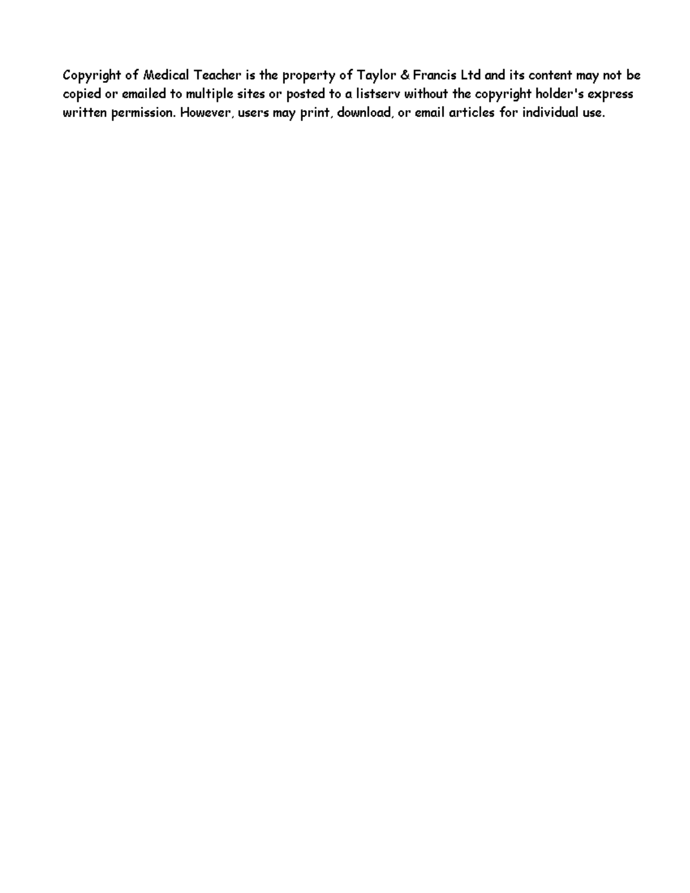Copyright of Medical Teacher is the property of Taylor & Francis Ltd and its content may not be copied or emailed to multiple sites or posted to a listserv without the copyright holder's express written permission. However, users may print, download, or email articles for individual use.